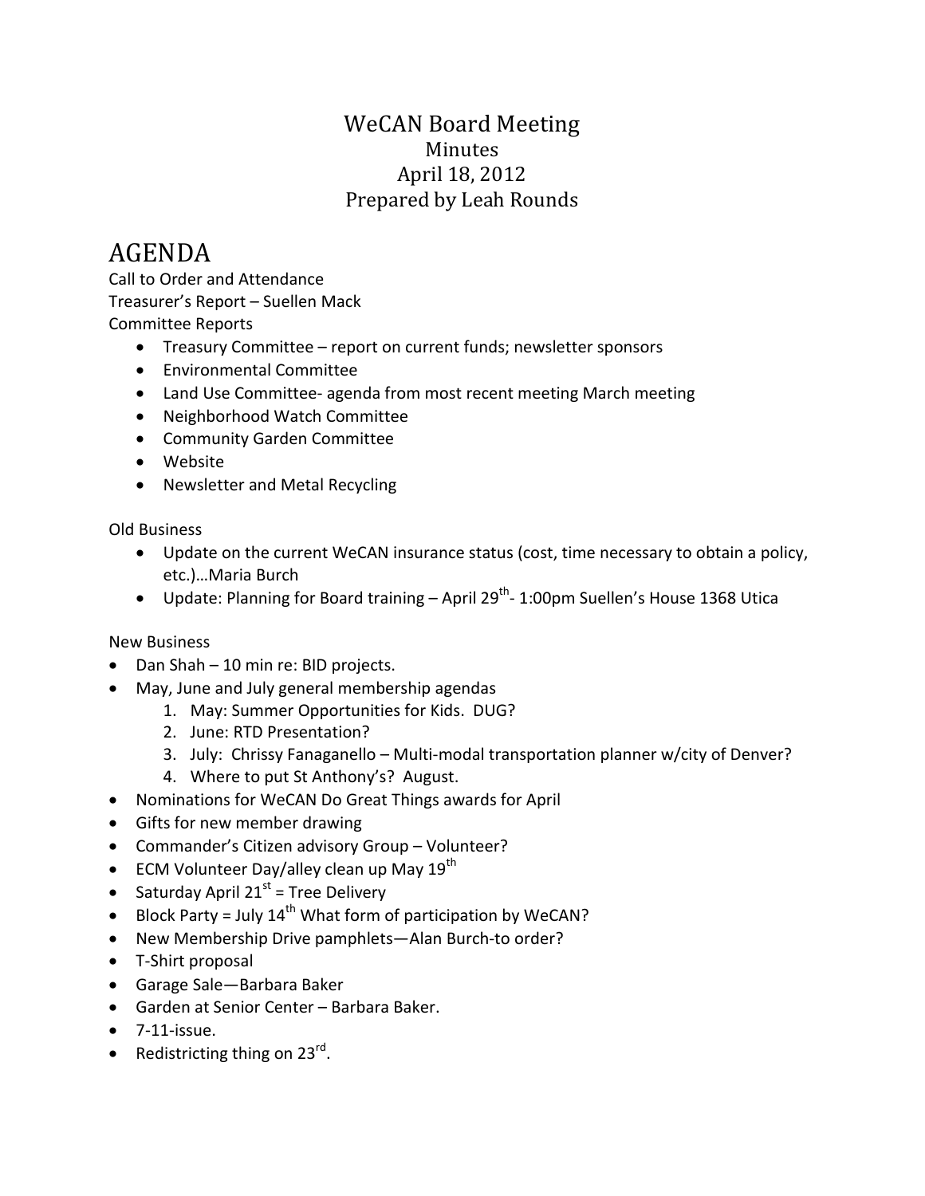# WeCAN Board Meeting

Minutes

April 18, 2012

Prepared by Leah Rounds

# AGENDA

Call to Order and Attendance

Treasurer's Report – Suellen Mack

Committee Reports

- Treasury Committee – report on current funds; newsletter sponsors
- Environmental Committee
- Land Use Committee- agenda from most recent meeting March meeting
- Neighborhood Watch Committee
- Community Garden Committee
- Website
- Newsletter and Metal Recycling

Old Business

- Update on the current WeCAN insurance status (cost, time necessary to obtain a policy, etc.)…Maria Burch
- Update: Planning for Board training – April 29th- 1:00pm Suellen's House 1368 Utica

New Business

- Dan Shah – 10 min re: BID projects.
- May, June and July general membership agendas
    1. May: Summer Opportunities for Kids. DUG?
    2. June: RTD Presentation?
    3. July: Chrissy Fanaganello – Multi-modal transportation planner w/city of Denver?
    4. Where to put St Anthony's? August.
- Nominations for WeCAN Do Great Things awards for April
- Gifts for new member drawing
- Commander's Citizen advisory Group – Volunteer?
- ECM Volunteer Day/alley clean up May 19th
- Saturday April 21st = Tree Delivery
- Block Party = July 14th What form of participation by WeCAN?
- New Membership Drive pamphlets—Alan Burch-to order?
- T-Shirt proposal
- Garage Sale—Barbara Baker
- Garden at Senior Center – Barbara Baker.
- 7-11-issue.
- Redistricting thing on 23rd.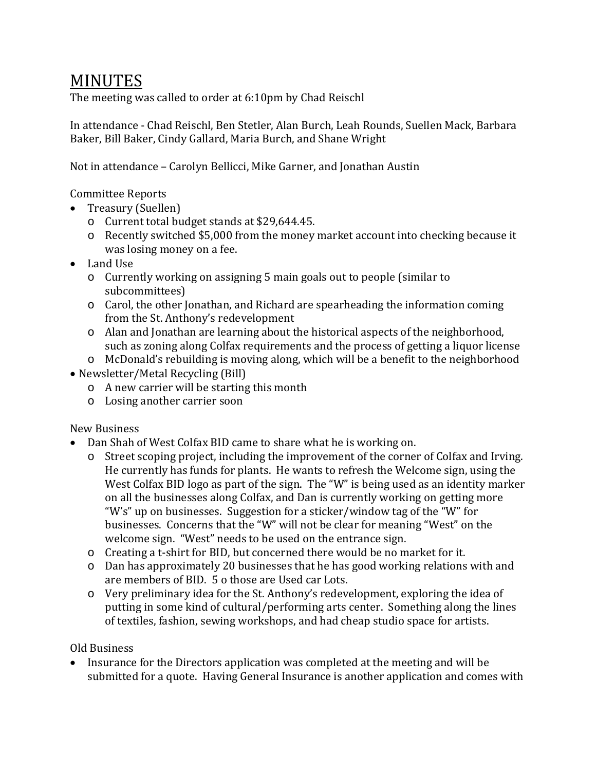# MINUTES

The meeting was called to order at 6:10pm by Chad Reischl

In attendance - Chad Reischl, Ben Stetler, Alan Burch, Leah Rounds, Suellen Mack, Barbara Baker, Bill Baker, Cindy Gallard, Maria Burch, and Shane Wright

Not in attendance – Carolyn Bellicci, Mike Garner, and Jonathan Austin

Committee Reports

- Treasury (Suellen)
  - Current total budget stands at $29,644.45.
  - Recently switched $5,000 from the money market account into checking because it was losing money on a fee.
- Land Use
  - Currently working on assigning 5 main goals out to people (similar to subcommittees)
  - Carol, the other Jonathan, and Richard are spearheading the information coming from the St. Anthony's redevelopment
  - Alan and Jonathan are learning about the historical aspects of the neighborhood, such as zoning along Colfax requirements and the process of getting a liquor license
  - McDonald's rebuilding is moving along, which will be a benefit to the neighborhood
- Newsletter/Metal Recycling (Bill)
  - A new carrier will be starting this month
  - Losing another carrier soon

New Business

- Dan Shah of West Colfax BID came to share what he is working on.
  - Street scoping project, including the improvement of the corner of Colfax and Irving. He currently has funds for plants. He wants to refresh the Welcome sign, using the West Colfax BID logo as part of the sign. The "W" is being used as an identity marker on all the businesses along Colfax, and Dan is currently working on getting more "W's" up on businesses. Suggestion for a sticker/window tag of the "W" for businesses. Concerns that the "W" will not be clear for meaning "West" on the welcome sign. "West" needs to be used on the entrance sign.
  - Creating a t-shirt for BID, but concerned there would be no market for it.
  - Dan has approximately 20 businesses that he has good working relations with and are members of BID. 5 o those are Used car Lots.
  - Very preliminary idea for the St. Anthony's redevelopment, exploring the idea of putting in some kind of cultural/performing arts center. Something along the lines of textiles, fashion, sewing workshops, and had cheap studio space for artists.

Old Business

- Insurance for the Directors application was completed at the meeting and will be submitted for a quote. Having General Insurance is another application and comes with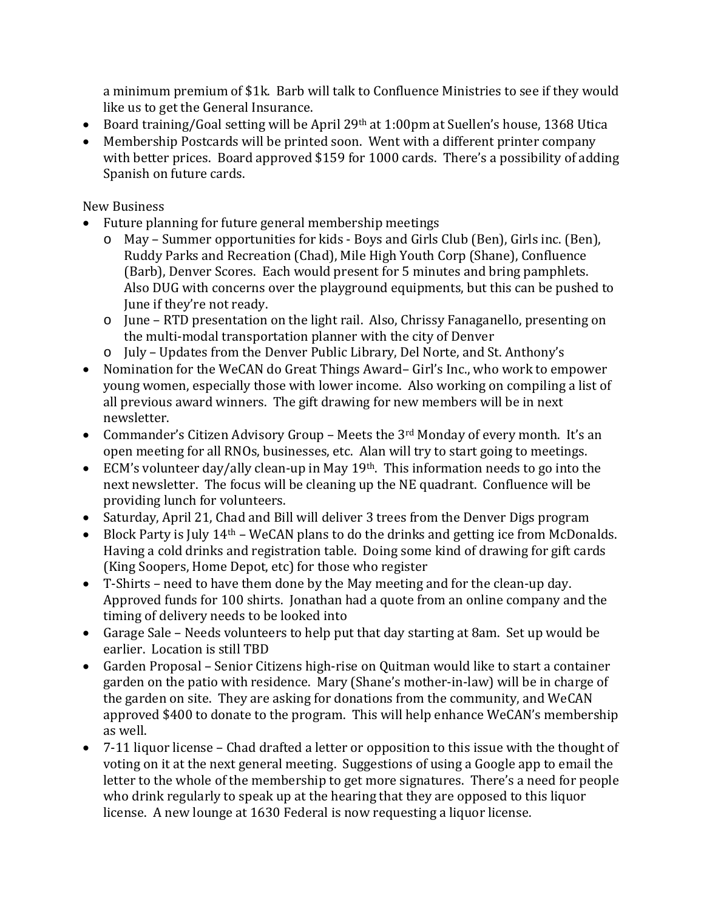a minimum premium of $1k. Barb will talk to Confluence Ministries to see if they would like us to get the General Insurance.

- Board training/Goal setting will be April 29th at 1:00pm at Suellen's house, 1368 Utica
- Membership Postcards will be printed soon. Went with a different printer company with better prices. Board approved $159 for 1000 cards. There's a possibility of adding Spanish on future cards.

New Business

- Future planning for future general membership meetings
  - May – Summer opportunities for kids - Boys and Girls Club (Ben), Girls inc. (Ben), Ruddy Parks and Recreation (Chad), Mile High Youth Corp (Shane), Confluence (Barb), Denver Scores. Each would present for 5 minutes and bring pamphlets. Also DUG with concerns over the playground equipments, but this can be pushed to June if they're not ready.
  - June – RTD presentation on the light rail. Also, Chrissy Fanaganello, presenting on the multi-modal transportation planner with the city of Denver
  - July – Updates from the Denver Public Library, Del Norte, and St. Anthony's
- Nomination for the WeCAN do Great Things Award– Girl's Inc., who work to empower young women, especially those with lower income. Also working on compiling a list of all previous award winners. The gift drawing for new members will be in next newsletter.
- Commander's Citizen Advisory Group – Meets the 3rd Monday of every month. It's an open meeting for all RNOs, businesses, etc. Alan will try to start going to meetings.
- ECM's volunteer day/ally clean-up in May 19th. This information needs to go into the next newsletter. The focus will be cleaning up the NE quadrant. Confluence will be providing lunch for volunteers.
- Saturday, April 21, Chad and Bill will deliver 3 trees from the Denver Digs program
- Block Party is July 14th – WeCAN plans to do the drinks and getting ice from McDonalds. Having a cold drinks and registration table. Doing some kind of drawing for gift cards (King Soopers, Home Depot, etc) for those who register
- T-Shirts – need to have them done by the May meeting and for the clean-up day. Approved funds for 100 shirts. Jonathan had a quote from an online company and the timing of delivery needs to be looked into
- Garage Sale – Needs volunteers to help put that day starting at 8am. Set up would be earlier. Location is still TBD
- Garden Proposal – Senior Citizens high-rise on Quitman would like to start a container garden on the patio with residence. Mary (Shane's mother-in-law) will be in charge of the garden on site. They are asking for donations from the community, and WeCAN approved $400 to donate to the program. This will help enhance WeCAN's membership as well.
- 7-11 liquor license – Chad drafted a letter or opposition to this issue with the thought of voting on it at the next general meeting. Suggestions of using a Google app to email the letter to the whole of the membership to get more signatures. There's a need for people who drink regularly to speak up at the hearing that they are opposed to this liquor license. A new lounge at 1630 Federal is now requesting a liquor license.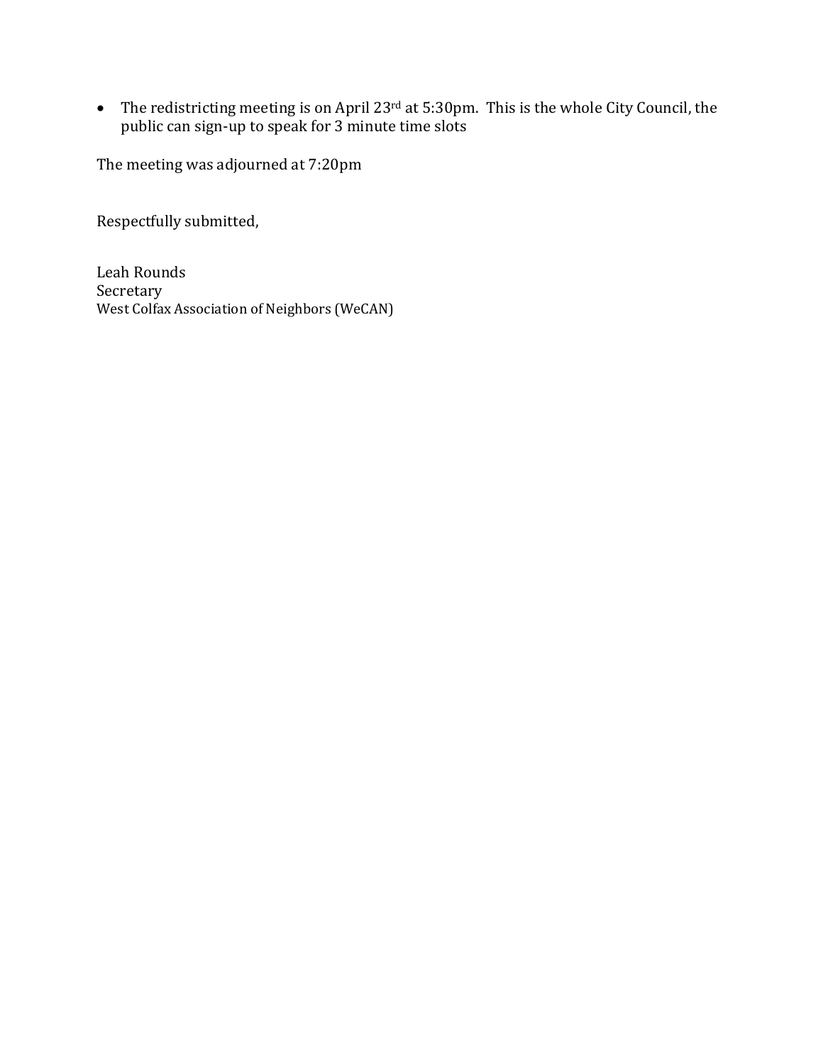- The redistricting meeting is on April 23rd at 5:30pm. This is the whole City Council, the public can sign-up to speak for 3 minute time slots

The meeting was adjourned at 7:20pm

Respectfully submitted,

Leah Rounds
Secretary
West Colfax Association of Neighbors (WeCAN)